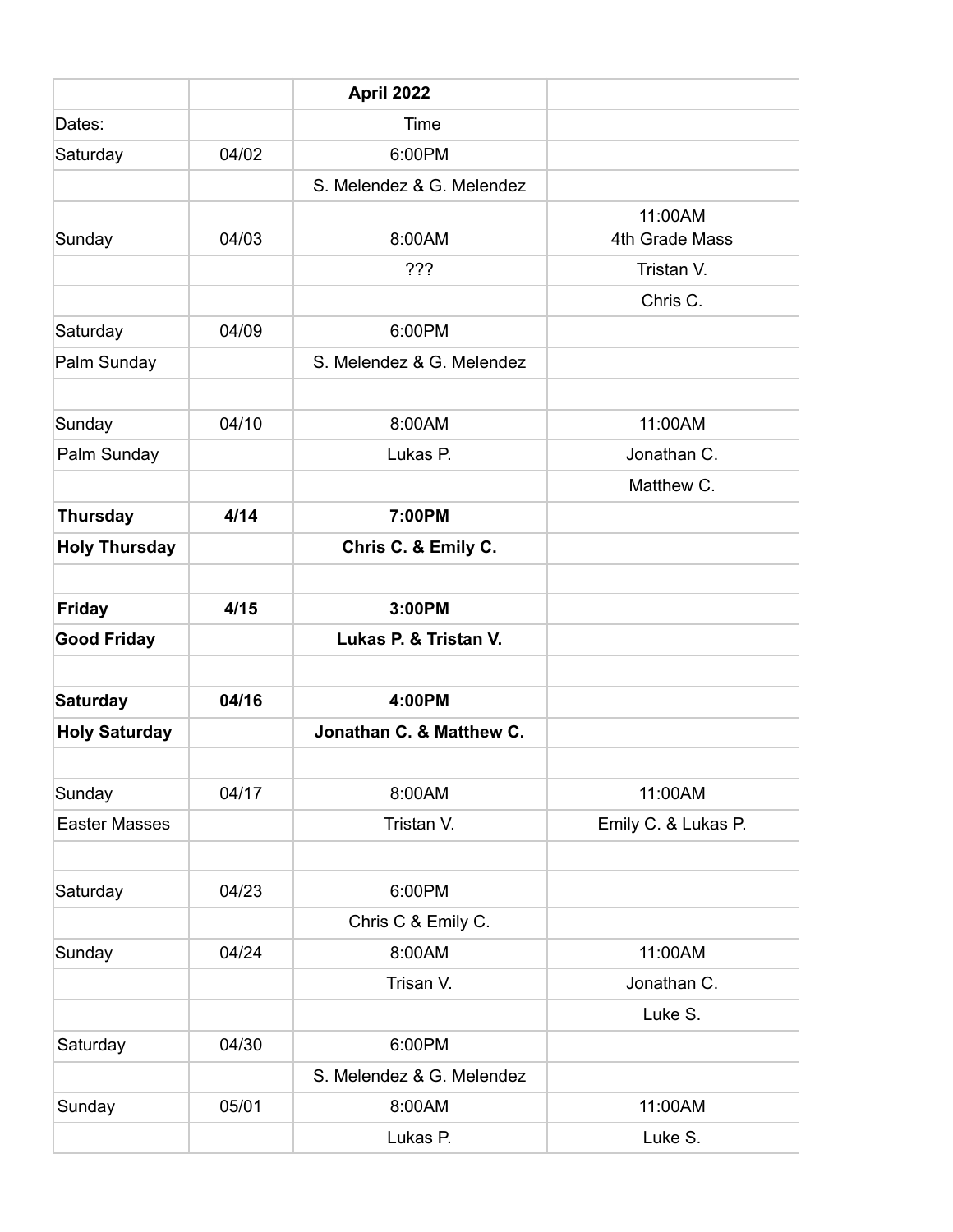| | | April 2022 | |
|---|---|---|---|
| Dates: | | Time | |
| Saturday | 04/02 | 6:00PM | |
| | | S. Melendez & G. Melendez | |
| Sunday | 04/03 | 8:00AM | 11:00AM 4th Grade Mass |
| | | ??? | Tristan V. |
| | | | Chris C. |
| Saturday | 04/09 | 6:00PM | |
| Palm Sunday | | S. Melendez & G. Melendez | |
| | | | |
| Sunday | 04/10 | 8:00AM | 11:00AM |
| Palm Sunday | | Lukas P. | Jonathan C. |
| | | | Matthew C. |
| **Thursday** | **4/14** | **7:00PM** | |
| **Holy Thursday** | | **Chris C. & Emily C.** | |
| | | | |
| **Friday** | **4/15** | **3:00PM** | |
| **Good Friday** | | **Lukas P. & Tristan V.** | |
| | | | |
| **Saturday** | **04/16** | **4:00PM** | |
| **Holy Saturday** | | **Jonathan C. & Matthew C.** | |
| | | | |
| Sunday | 04/17 | 8:00AM | 11:00AM |
| Easter Masses | | Tristan V. | Emily C. & Lukas P. |
| | | | |
| Saturday | 04/23 | 6:00PM | |
| | | Chris C & Emily C. | |
| Sunday | 04/24 | 8:00AM | 11:00AM |
| | | Trisan V. | Jonathan C. |
| | | | Luke S. |
| Saturday | 04/30 | 6:00PM | |
| | | S. Melendez & G. Melendez | |
| Sunday | 05/01 | 8:00AM | 11:00AM |
| | | Lukas P. | Luke S. |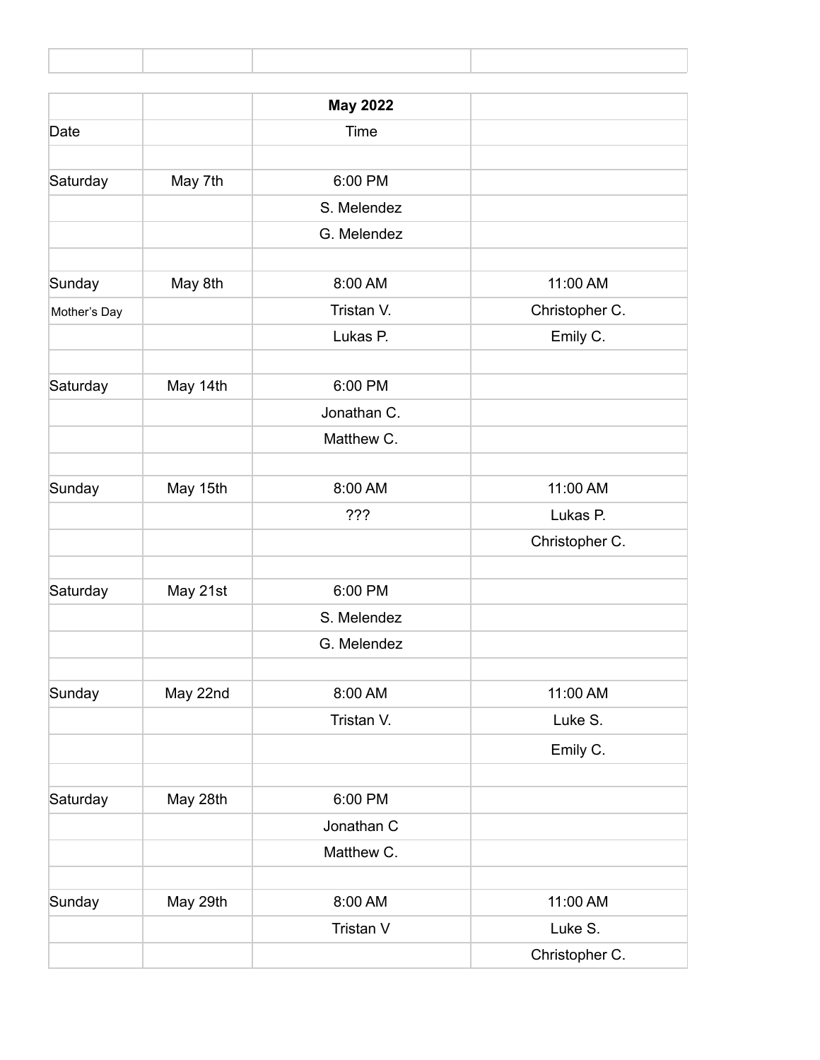| | | | |
|---|---|---|---|
| | | | |

| | | **May 2022** | |
|---|---|---|---|
| Date | | Time | |
| | | | |
| Saturday | May 7th | 6:00 PM | |
| | | S. Melendez | |
| | | G. Melendez | |
| | | | |
| Sunday | May 8th | 8:00 AM | 11:00 AM |
| Mother's Day | | Tristan V. | Christopher C. |
| | | Lukas P. | Emily C. |
| | | | |
| Saturday | May 14th | 6:00 PM | |
| | | Jonathan C. | |
| | | Matthew C. | |
| | | | |
| Sunday | May 15th | 8:00 AM | 11:00 AM |
| | | ??? | Lukas P. |
| | | | Christopher C. |
| | | | |
| Saturday | May 21st | 6:00 PM | |
| | | S. Melendez | |
| | | G. Melendez | |
| | | | |
| Sunday | May 22nd | 8:00 AM | 11:00 AM |
| | | Tristan V. | Luke S. |
| | | | Emily C. |
| | | | |
| Saturday | May 28th | 6:00 PM | |
| | | Jonathan C | |
| | | Matthew C. | |
| | | | |
| Sunday | May 29th | 8:00 AM | 11:00 AM |
| | | Tristan V | Luke S. |
| | | | Christopher C. |